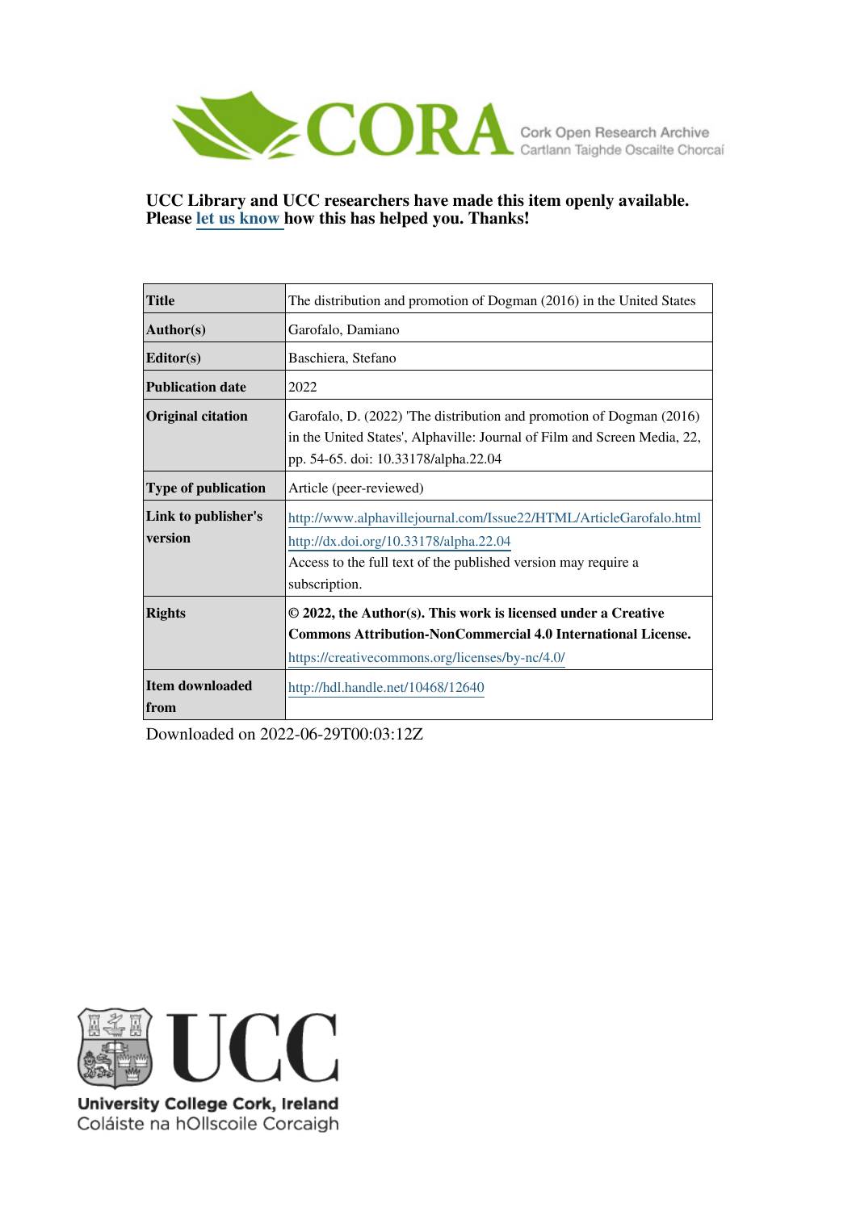UCC Library and UCC researchers have made this item openly available. Please let us know how this has helped you. Thanks!

| | |
|---|---|
| **Title** | The distribution and promotion of Dogman (2016) in the United States |
| **Author(s)** | Garofalo, Damiano |
| **Editor(s)** | Baschiera, Stefano |
| **Publication date** | 2022 |
| **Original citation** | Garofalo, D. (2022) 'The distribution and promotion of Dogman (2016) in the United States', Alphaville: Journal of Film and Screen Media, 22, pp. 54-65. doi: 10.33178/alpha.22.04 |
| **Type of publication** | Article (peer-reviewed) |
| **Link to publisher's version** | http://www.alphavillejournal.com/Issue22/HTML/ArticleGarofalo.html http://dx.doi.org/10.33178/alpha.22.04 Access to the full text of the published version may require a subscription. |
| **Rights** | **© 2022, the Author(s). This work is licensed under a Creative Commons Attribution-NonCommercial 4.0 International License.** https://creativecommons.org/licenses/by-nc/4.0/ |
| **Item downloaded from** | http://hdl.handle.net/10468/12640 |

Downloaded on 2022-06-29T00:03:12Z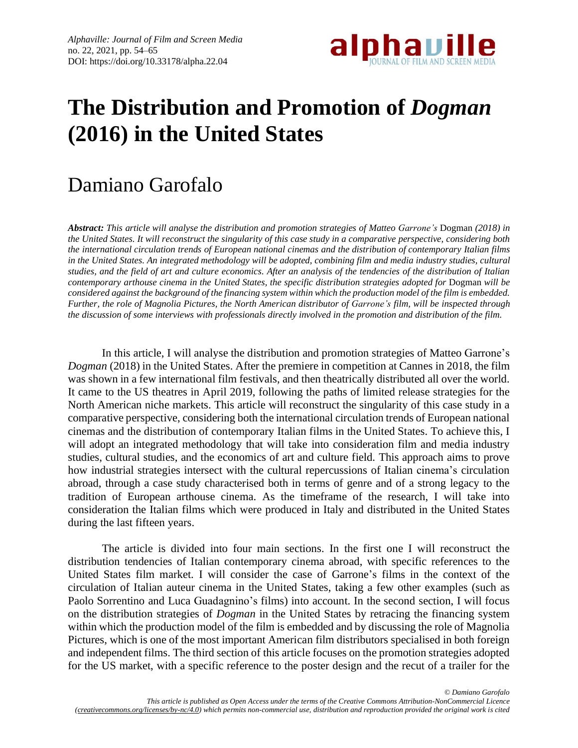# The Distribution and Promotion of *Dogman* (2016) in the United States

## Damiano Garofalo

***Abstract:*** *This article will analyse the distribution and promotion strategies of Matteo Garrone's* Dogman *(2018) in the United States. It will reconstruct the singularity of this case study in a comparative perspective, considering both the international circulation trends of European national cinemas and the distribution of contemporary Italian films in the United States. An integrated methodology will be adopted, combining film and media industry studies, cultural studies, and the field of art and culture economics. After an analysis of the tendencies of the distribution of Italian contemporary arthouse cinema in the United States, the specific distribution strategies adopted for* Dogman *will be considered against the background of the financing system within which the production model of the film is embedded. Further, the role of Magnolia Pictures, the North American distributor of Garrone's film, will be inspected through the discussion of some interviews with professionals directly involved in the promotion and distribution of the film.*

In this article, I will analyse the distribution and promotion strategies of Matteo Garrone's *Dogman* (2018) in the United States. After the premiere in competition at Cannes in 2018, the film was shown in a few international film festivals, and then theatrically distributed all over the world. It came to the US theatres in April 2019, following the paths of limited release strategies for the North American niche markets. This article will reconstruct the singularity of this case study in a comparative perspective, considering both the international circulation trends of European national cinemas and the distribution of contemporary Italian films in the United States. To achieve this, I will adopt an integrated methodology that will take into consideration film and media industry studies, cultural studies, and the economics of art and culture field. This approach aims to prove how industrial strategies intersect with the cultural repercussions of Italian cinema's circulation abroad, through a case study characterised both in terms of genre and of a strong legacy to the tradition of European arthouse cinema. As the timeframe of the research, I will take into consideration the Italian films which were produced in Italy and distributed in the United States during the last fifteen years.

The article is divided into four main sections. In the first one I will reconstruct the distribution tendencies of Italian contemporary cinema abroad, with specific references to the United States film market. I will consider the case of Garrone's films in the context of the circulation of Italian auteur cinema in the United States, taking a few other examples (such as Paolo Sorrentino and Luca Guadagnino's films) into account. In the second section, I will focus on the distribution strategies of *Dogman* in the United States by retracing the financing system within which the production model of the film is embedded and by discussing the role of Magnolia Pictures, which is one of the most important American film distributors specialised in both foreign and independent films. The third section of this article focuses on the promotion strategies adopted for the US market, with a specific reference to the poster design and the recut of a trailer for the

*© Damiano Garofalo*

*This article is published as Open Access under the terms of the Creative Commons Attribution-NonCommercial Licence (creativecommons.org/licenses/by-nc/4.0) which permits non-commercial use, distribution and reproduction provided the original work is cited*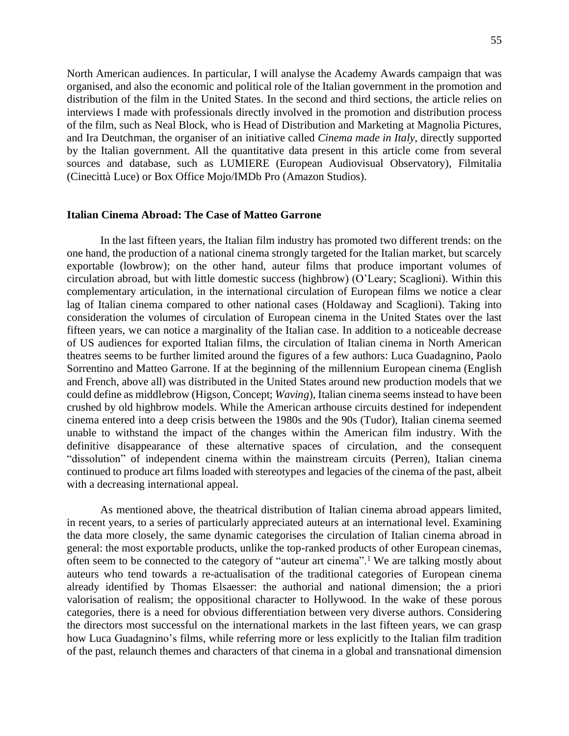North American audiences. In particular, I will analyse the Academy Awards campaign that was organised, and also the economic and political role of the Italian government in the promotion and distribution of the film in the United States. In the second and third sections, the article relies on interviews I made with professionals directly involved in the promotion and distribution process of the film, such as Neal Block, who is Head of Distribution and Marketing at Magnolia Pictures, and Ira Deutchman, the organiser of an initiative called *Cinema made in Italy*, directly supported by the Italian government. All the quantitative data present in this article come from several sources and database, such as LUMIERE (European Audiovisual Observatory), Filmitalia (Cinecittà Luce) or Box Office Mojo/IMDb Pro (Amazon Studios).

## Italian Cinema Abroad: The Case of Matteo Garrone

In the last fifteen years, the Italian film industry has promoted two different trends: on the one hand, the production of a national cinema strongly targeted for the Italian market, but scarcely exportable (lowbrow); on the other hand, auteur films that produce important volumes of circulation abroad, but with little domestic success (highbrow) (O'Leary; Scaglioni). Within this complementary articulation, in the international circulation of European films we notice a clear lag of Italian cinema compared to other national cases (Holdaway and Scaglioni). Taking into consideration the volumes of circulation of European cinema in the United States over the last fifteen years, we can notice a marginality of the Italian case. In addition to a noticeable decrease of US audiences for exported Italian films, the circulation of Italian cinema in North American theatres seems to be further limited around the figures of a few authors: Luca Guadagnino, Paolo Sorrentino and Matteo Garrone. If at the beginning of the millennium European cinema (English and French, above all) was distributed in the United States around new production models that we could define as middlebrow (Higson, Concept; *Waving*), Italian cinema seems instead to have been crushed by old highbrow models. While the American arthouse circuits destined for independent cinema entered into a deep crisis between the 1980s and the 90s (Tudor), Italian cinema seemed unable to withstand the impact of the changes within the American film industry. With the definitive disappearance of these alternative spaces of circulation, and the consequent "dissolution" of independent cinema within the mainstream circuits (Perren), Italian cinema continued to produce art films loaded with stereotypes and legacies of the cinema of the past, albeit with a decreasing international appeal.

As mentioned above, the theatrical distribution of Italian cinema abroad appears limited, in recent years, to a series of particularly appreciated auteurs at an international level. Examining the data more closely, the same dynamic categorises the circulation of Italian cinema abroad in general: the most exportable products, unlike the top-ranked products of other European cinemas, often seem to be connected to the category of "auteur art cinema".[1] We are talking mostly about auteurs who tend towards a re-actualisation of the traditional categories of European cinema already identified by Thomas Elsaesser: the authorial and national dimension; the a priori valorisation of realism; the oppositional character to Hollywood. In the wake of these porous categories, there is a need for obvious differentiation between very diverse authors. Considering the directors most successful on the international markets in the last fifteen years, we can grasp how Luca Guadagnino's films, while referring more or less explicitly to the Italian film tradition of the past, relaunch themes and characters of that cinema in a global and transnational dimension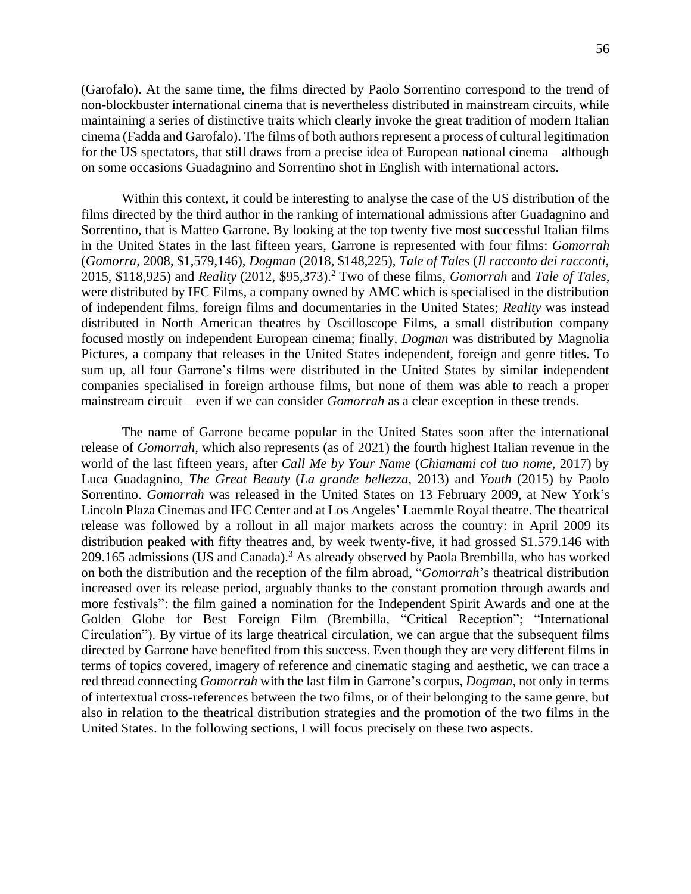(Garofalo). At the same time, the films directed by Paolo Sorrentino correspond to the trend of non-blockbuster international cinema that is nevertheless distributed in mainstream circuits, while maintaining a series of distinctive traits which clearly invoke the great tradition of modern Italian cinema (Fadda and Garofalo). The films of both authors represent a process of cultural legitimation for the US spectators, that still draws from a precise idea of European national cinema—although on some occasions Guadagnino and Sorrentino shot in English with international actors.

Within this context, it could be interesting to analyse the case of the US distribution of the films directed by the third author in the ranking of international admissions after Guadagnino and Sorrentino, that is Matteo Garrone. By looking at the top twenty five most successful Italian films in the United States in the last fifteen years, Garrone is represented with four films: *Gomorrah* (*Gomorra*, 2008, $1,579,146), *Dogman* (2018, $148,225), *Tale of Tales* (*Il racconto dei racconti*, 2015, $118,925) and *Reality* (2012, $95,373).[2] Two of these films, *Gomorrah* and *Tale of Tales*, were distributed by IFC Films, a company owned by AMC which is specialised in the distribution of independent films, foreign films and documentaries in the United States; *Reality* was instead distributed in North American theatres by Oscilloscope Films, a small distribution company focused mostly on independent European cinema; finally, *Dogman* was distributed by Magnolia Pictures, a company that releases in the United States independent, foreign and genre titles. To sum up, all four Garrone's films were distributed in the United States by similar independent companies specialised in foreign arthouse films, but none of them was able to reach a proper mainstream circuit—even if we can consider *Gomorrah* as a clear exception in these trends.

The name of Garrone became popular in the United States soon after the international release of *Gomorrah*, which also represents (as of 2021) the fourth highest Italian revenue in the world of the last fifteen years, after *Call Me by Your Name* (*Chiamami col tuo nome*, 2017) by Luca Guadagnino, *The Great Beauty* (*La grande bellezza*, 2013) and *Youth* (2015) by Paolo Sorrentino. *Gomorrah* was released in the United States on 13 February 2009, at New York's Lincoln Plaza Cinemas and IFC Center and at Los Angeles' Laemmle Royal theatre. The theatrical release was followed by a rollout in all major markets across the country: in April 2009 its distribution peaked with fifty theatres and, by week twenty-five, it had grossed $1.579.146 with 209.165 admissions (US and Canada).[3] As already observed by Paola Brembilla, who has worked on both the distribution and the reception of the film abroad, "*Gomorrah*'s theatrical distribution increased over its release period, arguably thanks to the constant promotion through awards and more festivals": the film gained a nomination for the Independent Spirit Awards and one at the Golden Globe for Best Foreign Film (Brembilla, "Critical Reception"; "International Circulation"). By virtue of its large theatrical circulation, we can argue that the subsequent films directed by Garrone have benefited from this success. Even though they are very different films in terms of topics covered, imagery of reference and cinematic staging and aesthetic, we can trace a red thread connecting *Gomorrah* with the last film in Garrone's corpus, *Dogman*, not only in terms of intertextual cross-references between the two films, or of their belonging to the same genre, but also in relation to the theatrical distribution strategies and the promotion of the two films in the United States. In the following sections, I will focus precisely on these two aspects.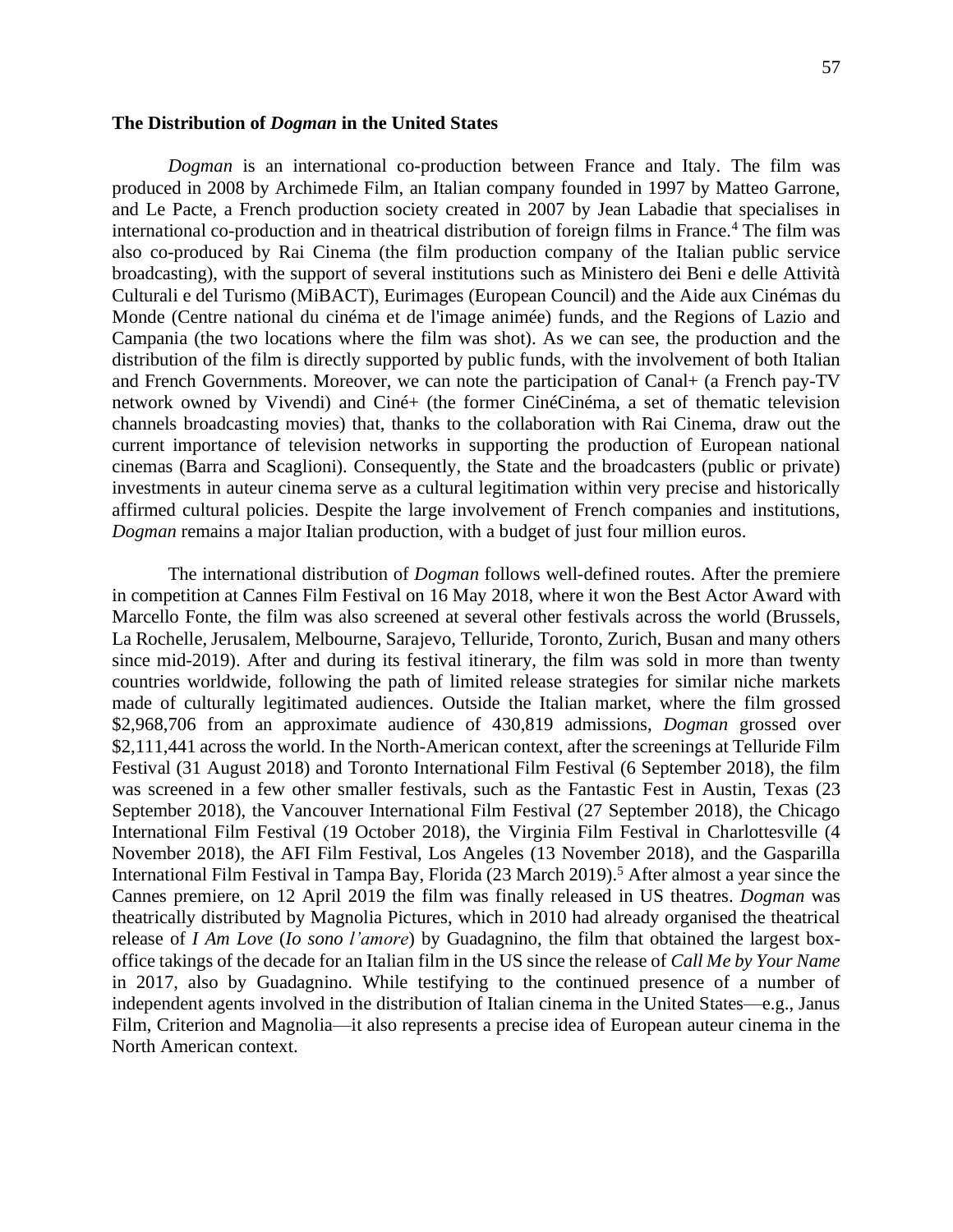**The Distribution of *Dogman* in the United States**

*Dogman* is an international co-production between France and Italy. The film was produced in 2008 by Archimede Film, an Italian company founded in 1997 by Matteo Garrone, and Le Pacte, a French production society created in 2007 by Jean Labadie that specialises in international co-production and in theatrical distribution of foreign films in France.[4] The film was also co-produced by Rai Cinema (the film production company of the Italian public service broadcasting), with the support of several institutions such as Ministero dei Beni e delle Attività Culturali e del Turismo (MiBACT), Eurimages (European Council) and the Aide aux Cinémas du Monde (Centre national du cinéma et de l'image animée) funds, and the Regions of Lazio and Campania (the two locations where the film was shot). As we can see, the production and the distribution of the film is directly supported by public funds, with the involvement of both Italian and French Governments. Moreover, we can note the participation of Canal+ (a French pay-TV network owned by Vivendi) and Ciné+ (the former CinéCinéma, a set of thematic television channels broadcasting movies) that, thanks to the collaboration with Rai Cinema, draw out the current importance of television networks in supporting the production of European national cinemas (Barra and Scaglioni). Consequently, the State and the broadcasters (public or private) investments in auteur cinema serve as a cultural legitimation within very precise and historically affirmed cultural policies. Despite the large involvement of French companies and institutions, *Dogman* remains a major Italian production, with a budget of just four million euros.

The international distribution of *Dogman* follows well-defined routes. After the premiere in competition at Cannes Film Festival on 16 May 2018, where it won the Best Actor Award with Marcello Fonte, the film was also screened at several other festivals across the world (Brussels, La Rochelle, Jerusalem, Melbourne, Sarajevo, Telluride, Toronto, Zurich, Busan and many others since mid-2019). After and during its festival itinerary, the film was sold in more than twenty countries worldwide, following the path of limited release strategies for similar niche markets made of culturally legitimated audiences. Outside the Italian market, where the film grossed $2,968,706 from an approximate audience of 430,819 admissions, *Dogman* grossed over $2,111,441 across the world. In the North-American context, after the screenings at Telluride Film Festival (31 August 2018) and Toronto International Film Festival (6 September 2018), the film was screened in a few other smaller festivals, such as the Fantastic Fest in Austin, Texas (23 September 2018), the Vancouver International Film Festival (27 September 2018), the Chicago International Film Festival (19 October 2018), the Virginia Film Festival in Charlottesville (4 November 2018), the AFI Film Festival, Los Angeles (13 November 2018), and the Gasparilla International Film Festival in Tampa Bay, Florida (23 March 2019).[5] After almost a year since the Cannes premiere, on 12 April 2019 the film was finally released in US theatres. *Dogman* was theatrically distributed by Magnolia Pictures, which in 2010 had already organised the theatrical release of *I Am Love* (*Io sono l'amore*) by Guadagnino, the film that obtained the largest box-office takings of the decade for an Italian film in the US since the release of *Call Me by Your Name* in 2017, also by Guadagnino. While testifying to the continued presence of a number of independent agents involved in the distribution of Italian cinema in the United States—e.g., Janus Film, Criterion and Magnolia—it also represents a precise idea of European auteur cinema in the North American context.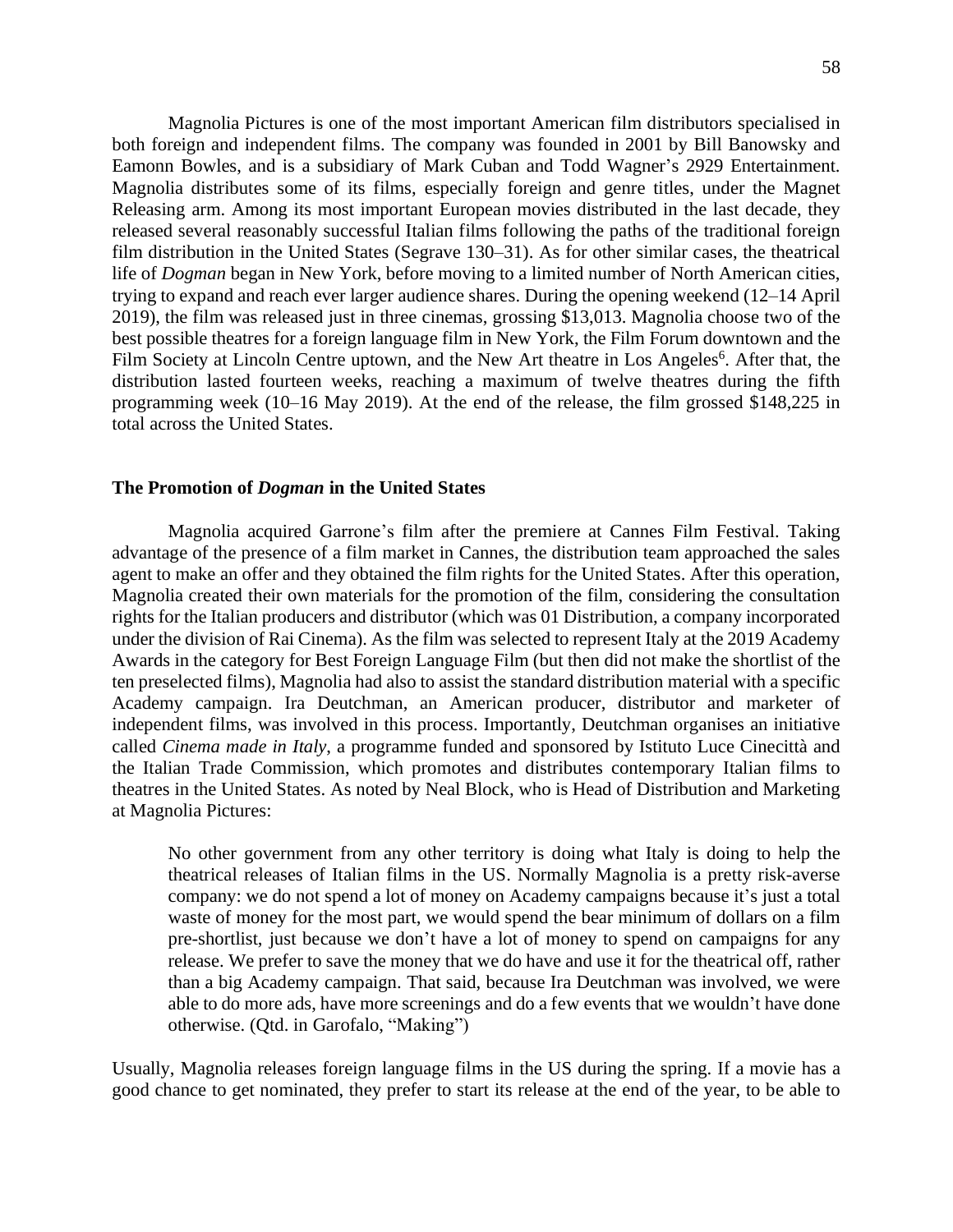Magnolia Pictures is one of the most important American film distributors specialised in both foreign and independent films. The company was founded in 2001 by Bill Banowsky and Eamonn Bowles, and is a subsidiary of Mark Cuban and Todd Wagner's 2929 Entertainment. Magnolia distributes some of its films, especially foreign and genre titles, under the Magnet Releasing arm. Among its most important European movies distributed in the last decade, they released several reasonably successful Italian films following the paths of the traditional foreign film distribution in the United States (Segrave 130–31). As for other similar cases, the theatrical life of *Dogman* began in New York, before moving to a limited number of North American cities, trying to expand and reach ever larger audience shares. During the opening weekend (12–14 April 2019), the film was released just in three cinemas, grossing $13,013. Magnolia choose two of the best possible theatres for a foreign language film in New York, the Film Forum downtown and the Film Society at Lincoln Centre uptown, and the New Art theatre in Los Angeles[6]. After that, the distribution lasted fourteen weeks, reaching a maximum of twelve theatres during the fifth programming week (10–16 May 2019). At the end of the release, the film grossed $148,225 in total across the United States.

## The Promotion of *Dogman* in the United States

Magnolia acquired Garrone's film after the premiere at Cannes Film Festival. Taking advantage of the presence of a film market in Cannes, the distribution team approached the sales agent to make an offer and they obtained the film rights for the United States. After this operation, Magnolia created their own materials for the promotion of the film, considering the consultation rights for the Italian producers and distributor (which was 01 Distribution, a company incorporated under the division of Rai Cinema). As the film was selected to represent Italy at the 2019 Academy Awards in the category for Best Foreign Language Film (but then did not make the shortlist of the ten preselected films), Magnolia had also to assist the standard distribution material with a specific Academy campaign. Ira Deutchman, an American producer, distributor and marketer of independent films, was involved in this process. Importantly, Deutchman organises an initiative called *Cinema made in Italy*, a programme funded and sponsored by Istituto Luce Cinecittà and the Italian Trade Commission, which promotes and distributes contemporary Italian films to theatres in the United States. As noted by Neal Block, who is Head of Distribution and Marketing at Magnolia Pictures:

> No other government from any other territory is doing what Italy is doing to help the theatrical releases of Italian films in the US. Normally Magnolia is a pretty risk-averse company: we do not spend a lot of money on Academy campaigns because it's just a total waste of money for the most part, we would spend the bear minimum of dollars on a film pre-shortlist, just because we don't have a lot of money to spend on campaigns for any release. We prefer to save the money that we do have and use it for the theatrical off, rather than a big Academy campaign. That said, because Ira Deutchman was involved, we were able to do more ads, have more screenings and do a few events that we wouldn't have done otherwise. (Qtd. in Garofalo, "Making")

Usually, Magnolia releases foreign language films in the US during the spring. If a movie has a good chance to get nominated, they prefer to start its release at the end of the year, to be able to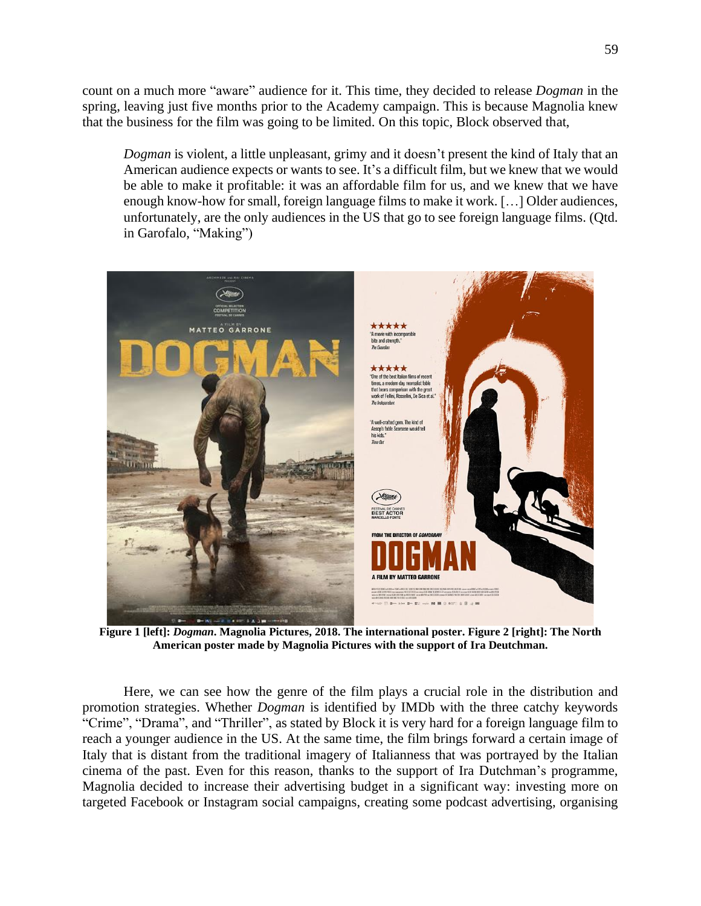count on a much more "aware" audience for it. This time, they decided to release *Dogman* in the spring, leaving just five months prior to the Academy campaign. This is because Magnolia knew that the business for the film was going to be limited. On this topic, Block observed that,

> *Dogman* is violent, a little unpleasant, grimy and it doesn't present the kind of Italy that an American audience expects or wants to see. It's a difficult film, but we knew that we would be able to make it profitable: it was an affordable film for us, and we knew that we have enough know-how for small, foreign language films to make it work. […] Older audiences, unfortunately, are the only audiences in the US that go to see foreign language films. (Qtd. in Garofalo, "Making")

**Figure 1 [left]: *Dogman*. Magnolia Pictures, 2018. The international poster. Figure 2 [right]: The North American poster made by Magnolia Pictures with the support of Ira Deutchman.**

Here, we can see how the genre of the film plays a crucial role in the distribution and promotion strategies. Whether *Dogman* is identified by IMDb with the three catchy keywords "Crime", "Drama", and "Thriller", as stated by Block it is very hard for a foreign language film to reach a younger audience in the US. At the same time, the film brings forward a certain image of Italy that is distant from the traditional imagery of Italianness that was portrayed by the Italian cinema of the past. Even for this reason, thanks to the support of Ira Dutchman's programme, Magnolia decided to increase their advertising budget in a significant way: investing more on targeted Facebook or Instagram social campaigns, creating some podcast advertising, organising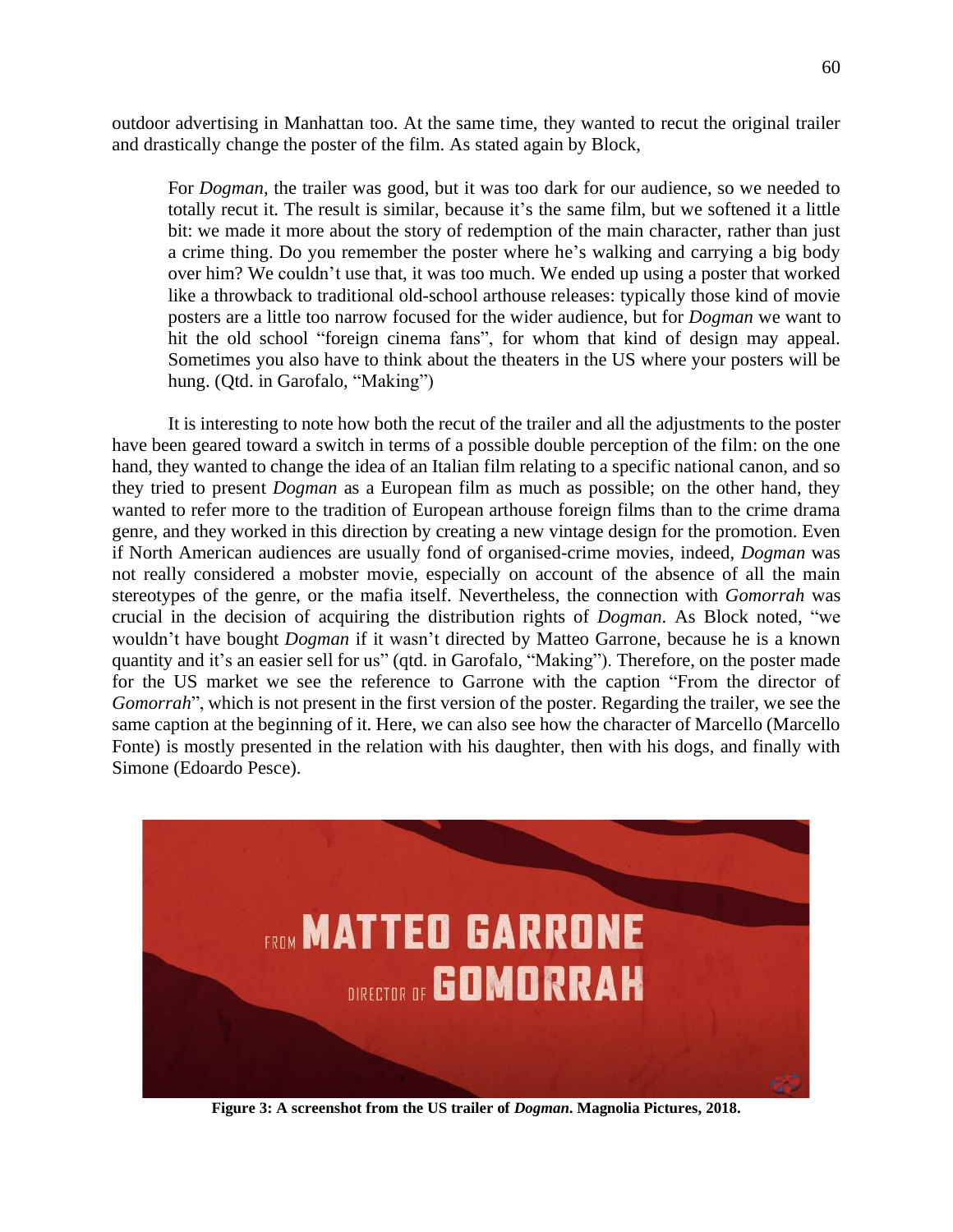outdoor advertising in Manhattan too. At the same time, they wanted to recut the original trailer and drastically change the poster of the film. As stated again by Block,

> For *Dogman*, the trailer was good, but it was too dark for our audience, so we needed to totally recut it. The result is similar, because it's the same film, but we softened it a little bit: we made it more about the story of redemption of the main character, rather than just a crime thing. Do you remember the poster where he's walking and carrying a big body over him? We couldn't use that, it was too much. We ended up using a poster that worked like a throwback to traditional old-school arthouse releases: typically those kind of movie posters are a little too narrow focused for the wider audience, but for *Dogman* we want to hit the old school "foreign cinema fans", for whom that kind of design may appeal. Sometimes you also have to think about the theaters in the US where your posters will be hung. (Qtd. in Garofalo, "Making")

It is interesting to note how both the recut of the trailer and all the adjustments to the poster have been geared toward a switch in terms of a possible double perception of the film: on the one hand, they wanted to change the idea of an Italian film relating to a specific national canon, and so they tried to present *Dogman* as a European film as much as possible; on the other hand, they wanted to refer more to the tradition of European arthouse foreign films than to the crime drama genre, and they worked in this direction by creating a new vintage design for the promotion. Even if North American audiences are usually fond of organised-crime movies, indeed, *Dogman* was not really considered a mobster movie, especially on account of the absence of all the main stereotypes of the genre, or the mafia itself. Nevertheless, the connection with *Gomorrah* was crucial in the decision of acquiring the distribution rights of *Dogman*. As Block noted, "we wouldn't have bought *Dogman* if it wasn't directed by Matteo Garrone, because he is a known quantity and it's an easier sell for us" (qtd. in Garofalo, "Making"). Therefore, on the poster made for the US market we see the reference to Garrone with the caption "From the director of *Gomorrah*", which is not present in the first version of the poster. Regarding the trailer, we see the same caption at the beginning of it. Here, we can also see how the character of Marcello (Marcello Fonte) is mostly presented in the relation with his daughter, then with his dogs, and finally with Simone (Edoardo Pesce).

**Figure 3: A screenshot from the US trailer of *Dogman*. Magnolia Pictures, 2018.**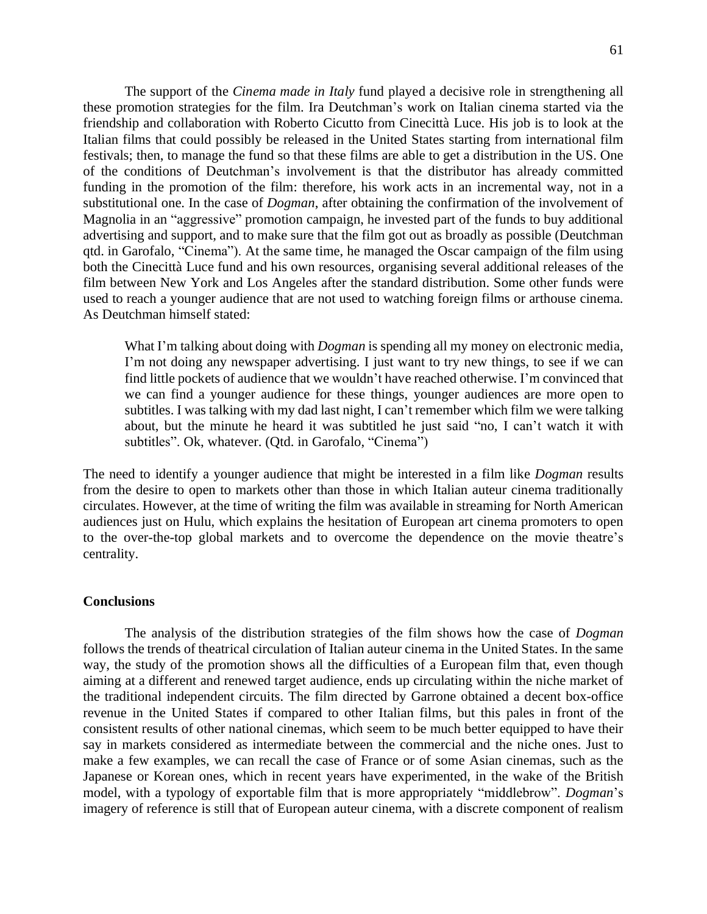The support of the *Cinema made in Italy* fund played a decisive role in strengthening all these promotion strategies for the film. Ira Deutchman's work on Italian cinema started via the friendship and collaboration with Roberto Cicutto from Cinecittà Luce. His job is to look at the Italian films that could possibly be released in the United States starting from international film festivals; then, to manage the fund so that these films are able to get a distribution in the US. One of the conditions of Deutchman's involvement is that the distributor has already committed funding in the promotion of the film: therefore, his work acts in an incremental way, not in a substitutional one. In the case of *Dogman*, after obtaining the confirmation of the involvement of Magnolia in an "aggressive" promotion campaign, he invested part of the funds to buy additional advertising and support, and to make sure that the film got out as broadly as possible (Deutchman qtd. in Garofalo, "Cinema"). At the same time, he managed the Oscar campaign of the film using both the Cinecittà Luce fund and his own resources, organising several additional releases of the film between New York and Los Angeles after the standard distribution. Some other funds were used to reach a younger audience that are not used to watching foreign films or arthouse cinema. As Deutchman himself stated:

> What I'm talking about doing with *Dogman* is spending all my money on electronic media, I'm not doing any newspaper advertising. I just want to try new things, to see if we can find little pockets of audience that we wouldn't have reached otherwise. I'm convinced that we can find a younger audience for these things, younger audiences are more open to subtitles. I was talking with my dad last night, I can't remember which film we were talking about, but the minute he heard it was subtitled he just said "no, I can't watch it with subtitles". Ok, whatever. (Qtd. in Garofalo, "Cinema")

The need to identify a younger audience that might be interested in a film like *Dogman* results from the desire to open to markets other than those in which Italian auteur cinema traditionally circulates. However, at the time of writing the film was available in streaming for North American audiences just on Hulu, which explains the hesitation of European art cinema promoters to open to the over-the-top global markets and to overcome the dependence on the movie theatre's centrality.

## Conclusions

The analysis of the distribution strategies of the film shows how the case of *Dogman* follows the trends of theatrical circulation of Italian auteur cinema in the United States. In the same way, the study of the promotion shows all the difficulties of a European film that, even though aiming at a different and renewed target audience, ends up circulating within the niche market of the traditional independent circuits. The film directed by Garrone obtained a decent box-office revenue in the United States if compared to other Italian films, but this pales in front of the consistent results of other national cinemas, which seem to be much better equipped to have their say in markets considered as intermediate between the commercial and the niche ones. Just to make a few examples, we can recall the case of France or of some Asian cinemas, such as the Japanese or Korean ones, which in recent years have experimented, in the wake of the British model, with a typology of exportable film that is more appropriately "middlebrow". *Dogman*'s imagery of reference is still that of European auteur cinema, with a discrete component of realism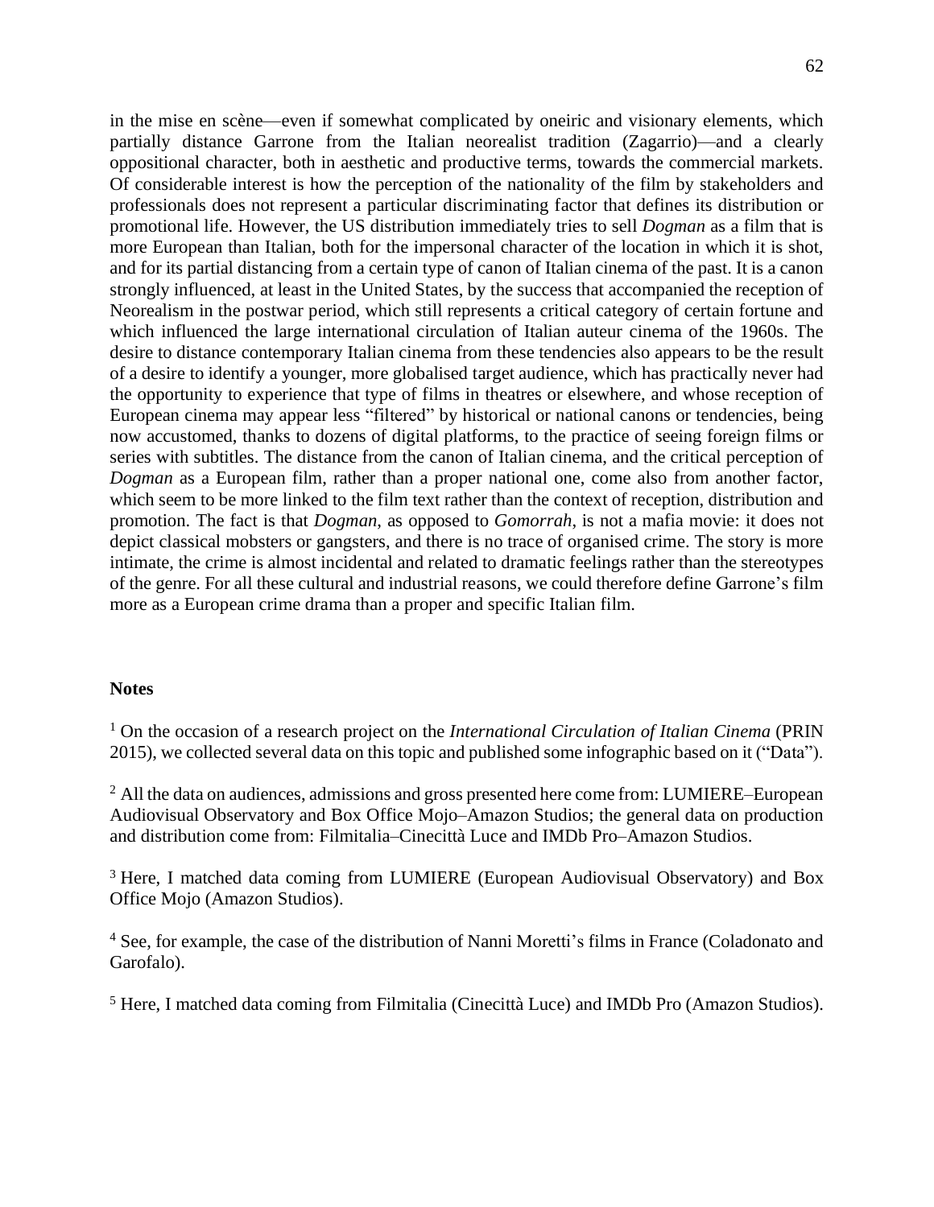in the mise en scène—even if somewhat complicated by oneiric and visionary elements, which partially distance Garrone from the Italian neorealist tradition (Zagarrio)—and a clearly oppositional character, both in aesthetic and productive terms, towards the commercial markets. Of considerable interest is how the perception of the nationality of the film by stakeholders and professionals does not represent a particular discriminating factor that defines its distribution or promotional life. However, the US distribution immediately tries to sell *Dogman* as a film that is more European than Italian, both for the impersonal character of the location in which it is shot, and for its partial distancing from a certain type of canon of Italian cinema of the past. It is a canon strongly influenced, at least in the United States, by the success that accompanied the reception of Neorealism in the postwar period, which still represents a critical category of certain fortune and which influenced the large international circulation of Italian auteur cinema of the 1960s. The desire to distance contemporary Italian cinema from these tendencies also appears to be the result of a desire to identify a younger, more globalised target audience, which has practically never had the opportunity to experience that type of films in theatres or elsewhere, and whose reception of European cinema may appear less "filtered" by historical or national canons or tendencies, being now accustomed, thanks to dozens of digital platforms, to the practice of seeing foreign films or series with subtitles. The distance from the canon of Italian cinema, and the critical perception of *Dogman* as a European film, rather than a proper national one, come also from another factor, which seem to be more linked to the film text rather than the context of reception, distribution and promotion. The fact is that *Dogman*, as opposed to *Gomorrah*, is not a mafia movie: it does not depict classical mobsters or gangsters, and there is no trace of organised crime. The story is more intimate, the crime is almost incidental and related to dramatic feelings rather than the stereotypes of the genre. For all these cultural and industrial reasons, we could therefore define Garrone's film more as a European crime drama than a proper and specific Italian film.

**Notes**

[1] On the occasion of a research project on the *International Circulation of Italian Cinema* (PRIN 2015), we collected several data on this topic and published some infographic based on it ("Data").

[2] All the data on audiences, admissions and gross presented here come from: LUMIERE–European Audiovisual Observatory and Box Office Mojo–Amazon Studios; the general data on production and distribution come from: Filmitalia–Cinecittà Luce and IMDb Pro–Amazon Studios.

[3] Here, I matched data coming from LUMIERE (European Audiovisual Observatory) and Box Office Mojo (Amazon Studios).

[4] See, for example, the case of the distribution of Nanni Moretti's films in France (Coladonato and Garofalo).

[5] Here, I matched data coming from Filmitalia (Cinecittà Luce) and IMDb Pro (Amazon Studios).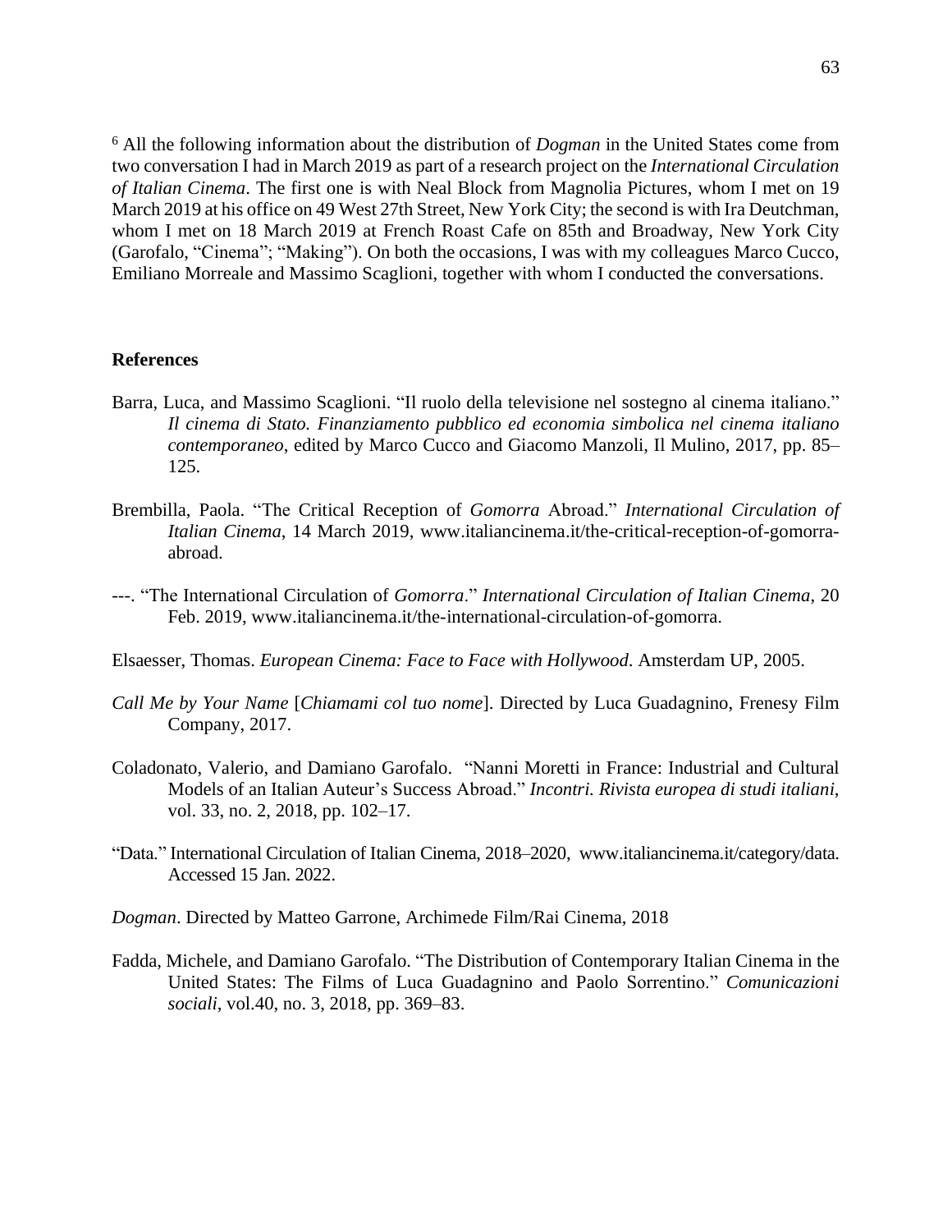[6] All the following information about the distribution of *Dogman* in the United States come from two conversation I had in March 2019 as part of a research project on the *International Circulation of Italian Cinema*. The first one is with Neal Block from Magnolia Pictures, whom I met on 19 March 2019 at his office on 49 West 27th Street, New York City; the second is with Ira Deutchman, whom I met on 18 March 2019 at French Roast Cafe on 85th and Broadway, New York City (Garofalo, "Cinema"; "Making"). On both the occasions, I was with my colleagues Marco Cucco, Emiliano Morreale and Massimo Scaglioni, together with whom I conducted the conversations.

## References

Barra, Luca, and Massimo Scaglioni. "Il ruolo della televisione nel sostegno al cinema italiano." *Il cinema di Stato. Finanziamento pubblico ed economia simbolica nel cinema italiano contemporaneo*, edited by Marco Cucco and Giacomo Manzoli, Il Mulino, 2017, pp. 85–125.

Brembilla, Paola. "The Critical Reception of *Gomorra* Abroad." *International Circulation of Italian Cinema*, 14 March 2019, www.italiancinema.it/the-critical-reception-of-gomorra-abroad.

---. "The International Circulation of *Gomorra*." *International Circulation of Italian Cinema*, 20 Feb. 2019, www.italiancinema.it/the-international-circulation-of-gomorra.

Elsaesser, Thomas. *European Cinema: Face to Face with Hollywood*. Amsterdam UP, 2005.

*Call Me by Your Name* [*Chiamami col tuo nome*]. Directed by Luca Guadagnino, Frenesy Film Company, 2017.

Coladonato, Valerio, and Damiano Garofalo. "Nanni Moretti in France: Industrial and Cultural Models of an Italian Auteur's Success Abroad." *Incontri. Rivista europea di studi italiani*, vol. 33, no. 2, 2018, pp. 102–17.

"Data." International Circulation of Italian Cinema, 2018–2020, www.italiancinema.it/category/data. Accessed 15 Jan. 2022.

*Dogman*. Directed by Matteo Garrone, Archimede Film/Rai Cinema, 2018

Fadda, Michele, and Damiano Garofalo. "The Distribution of Contemporary Italian Cinema in the United States: The Films of Luca Guadagnino and Paolo Sorrentino." *Comunicazioni sociali*, vol.40, no. 3, 2018, pp. 369–83.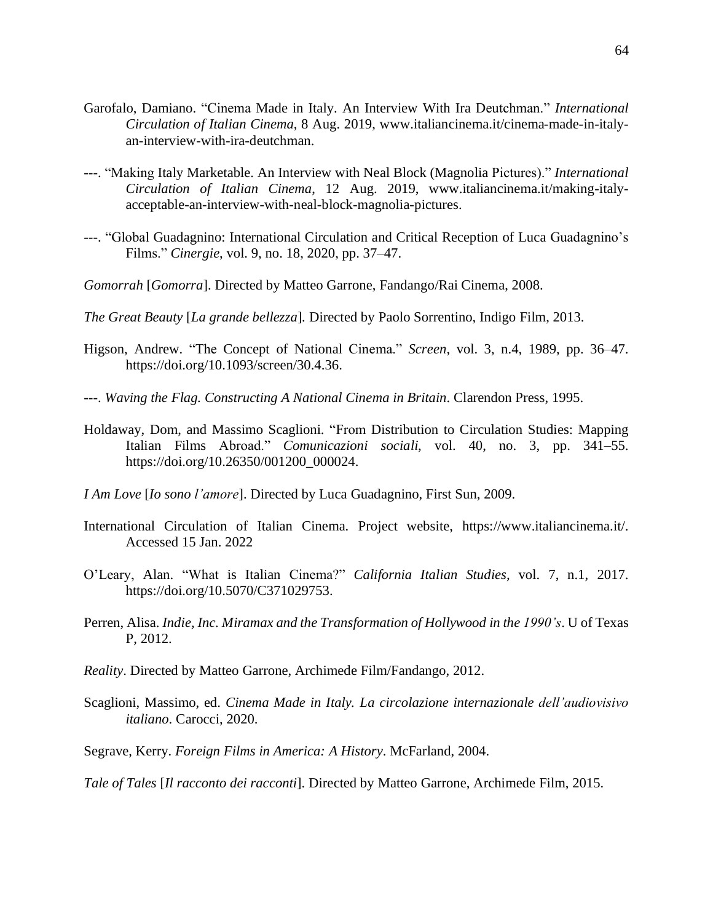Garofalo, Damiano. "Cinema Made in Italy. An Interview With Ira Deutchman." *International Circulation of Italian Cinema*, 8 Aug. 2019, www.italiancinema.it/cinema-made-in-italy-an-interview-with-ira-deutchman.

---. "Making Italy Marketable. An Interview with Neal Block (Magnolia Pictures)." *International Circulation of Italian Cinema*, 12 Aug. 2019, www.italiancinema.it/making-italy-acceptable-an-interview-with-neal-block-magnolia-pictures.

---. "Global Guadagnino: International Circulation and Critical Reception of Luca Guadagnino's Films." *Cinergie*, vol. 9, no. 18, 2020, pp. 37–47.

*Gomorrah* [*Gomorra*]. Directed by Matteo Garrone, Fandango/Rai Cinema, 2008.

*The Great Beauty* [*La grande bellezza*]. Directed by Paolo Sorrentino, Indigo Film, 2013.

Higson, Andrew. "The Concept of National Cinema." *Screen*, vol. 3, n.4, 1989, pp. 36–47. https://doi.org/10.1093/screen/30.4.36.

---. *Waving the Flag. Constructing A National Cinema in Britain*. Clarendon Press, 1995.

Holdaway, Dom, and Massimo Scaglioni. "From Distribution to Circulation Studies: Mapping Italian Films Abroad." *Comunicazioni sociali*, vol. 40, no. 3, pp. 341–55. https://doi.org/10.26350/001200_000024.

*I Am Love* [*Io sono l'amore*]. Directed by Luca Guadagnino, First Sun, 2009.

International Circulation of Italian Cinema. Project website, https://www.italiancinema.it/. Accessed 15 Jan. 2022

O'Leary, Alan. "What is Italian Cinema?" *California Italian Studies*, vol. 7, n.1, 2017. https://doi.org/10.5070/C371029753.

Perren, Alisa. *Indie, Inc. Miramax and the Transformation of Hollywood in the 1990's*. U of Texas P, 2012.

*Reality*. Directed by Matteo Garrone, Archimede Film/Fandango, 2012.

Scaglioni, Massimo, ed. *Cinema Made in Italy. La circolazione internazionale dell'audiovisivo italiano*. Carocci, 2020.

Segrave, Kerry. *Foreign Films in America: A History*. McFarland, 2004.

*Tale of Tales* [*Il racconto dei racconti*]. Directed by Matteo Garrone, Archimede Film, 2015.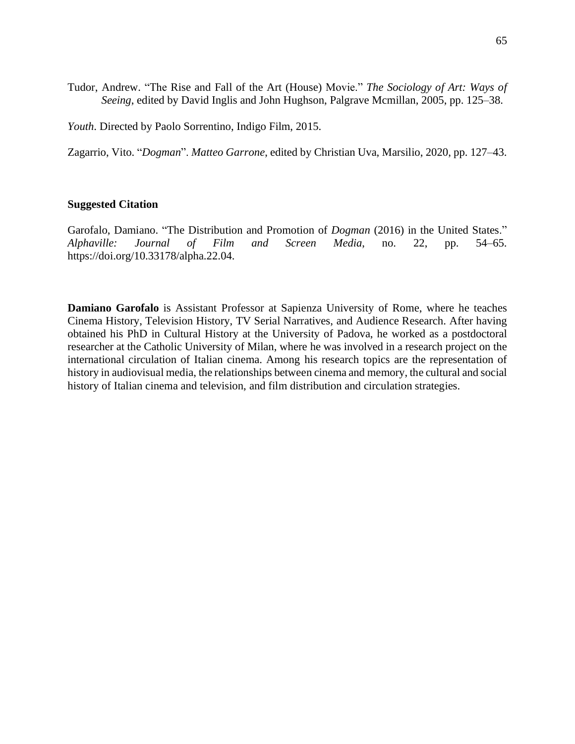Tudor, Andrew. "The Rise and Fall of the Art (House) Movie." *The Sociology of Art: Ways of Seeing*, edited by David Inglis and John Hughson, Palgrave Mcmillan, 2005, pp. 125–38.

*Youth*. Directed by Paolo Sorrentino, Indigo Film, 2015.

Zagarrio, Vito. "*Dogman*". *Matteo Garrone*, edited by Christian Uva, Marsilio, 2020, pp. 127–43.

**Suggested Citation**

Garofalo, Damiano. "The Distribution and Promotion of *Dogman* (2016) in the United States." *Alphaville: Journal of Film and Screen Media*, no. 22, pp. 54–65. https://doi.org/10.33178/alpha.22.04.

**Damiano Garofalo** is Assistant Professor at Sapienza University of Rome, where he teaches Cinema History, Television History, TV Serial Narratives, and Audience Research. After having obtained his PhD in Cultural History at the University of Padova, he worked as a postdoctoral researcher at the Catholic University of Milan, where he was involved in a research project on the international circulation of Italian cinema. Among his research topics are the representation of history in audiovisual media, the relationships between cinema and memory, the cultural and social history of Italian cinema and television, and film distribution and circulation strategies.